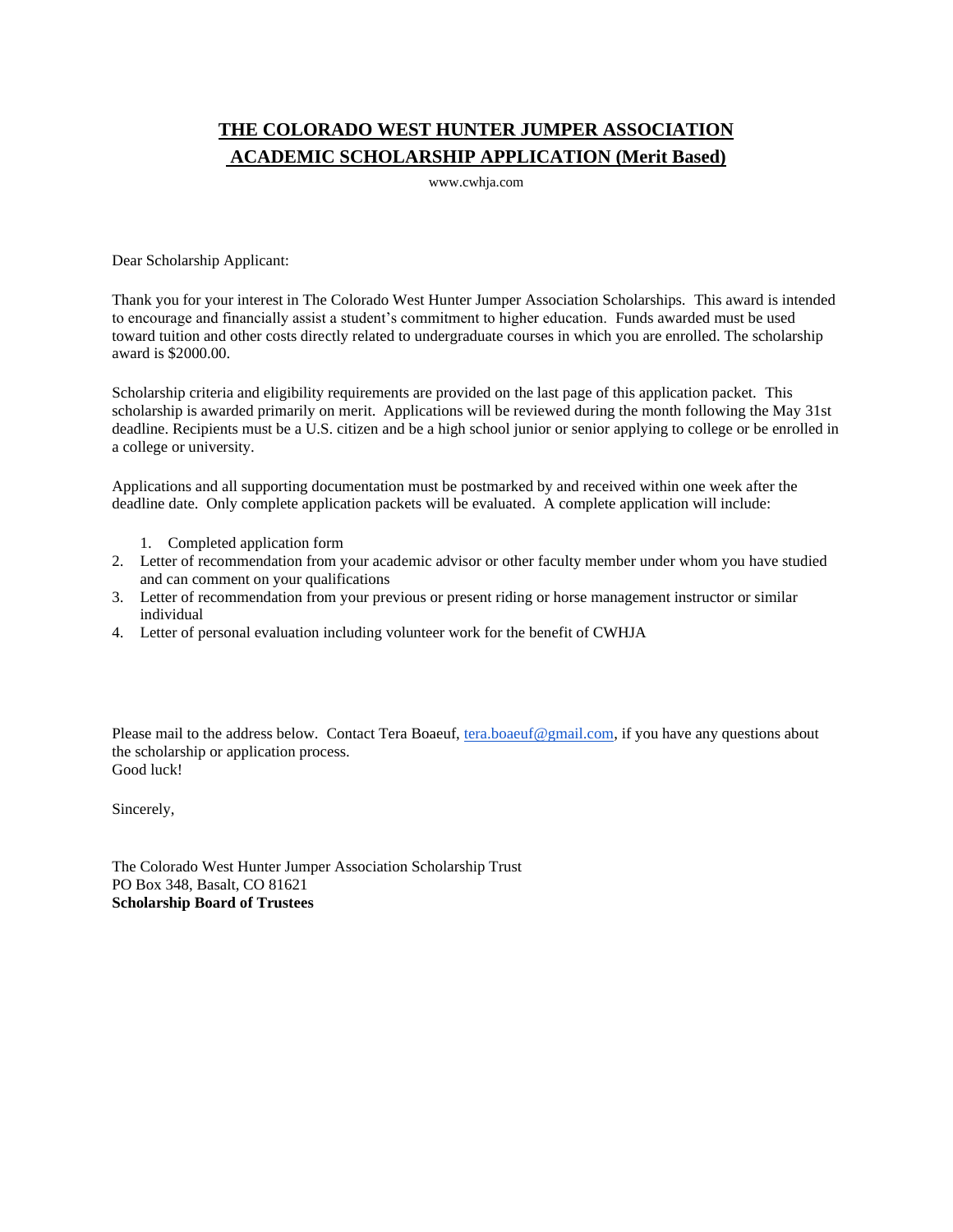# THE COLORADO WEST HUNTER JUMPER ASSOCIATION
## ACADEMIC SCHOLARSHIP APPLICATION (Merit Based)

www.cwhja.com

Dear Scholarship Applicant:

Thank you for your interest in The Colorado West Hunter Jumper Association Scholarships. This award is intended to encourage and financially assist a student's commitment to higher education. Funds awarded must be used toward tuition and other costs directly related to undergraduate courses in which you are enrolled. The scholarship award is $2000.00.

Scholarship criteria and eligibility requirements are provided on the last page of this application packet. This scholarship is awarded primarily on merit. Applications will be reviewed during the month following the May 31st deadline. Recipients must be a U.S. citizen and be a high school junior or senior applying to college or be enrolled in a college or university.

Applications and all supporting documentation must be postmarked by and received within one week after the deadline date. Only complete application packets will be evaluated. A complete application will include:

1. Completed application form
2. Letter of recommendation from your academic advisor or other faculty member under whom you have studied and can comment on your qualifications
3. Letter of recommendation from your previous or present riding or horse management instructor or similar individual
4. Letter of personal evaluation including volunteer work for the benefit of CWHJA

Please mail to the address below. Contact Tera Boaeuf, tera.boaeuf@gmail.com, if you have any questions about the scholarship or application process.
Good luck!

Sincerely,

The Colorado West Hunter Jumper Association Scholarship Trust
PO Box 348, Basalt, CO 81621
**Scholarship Board of Trustees**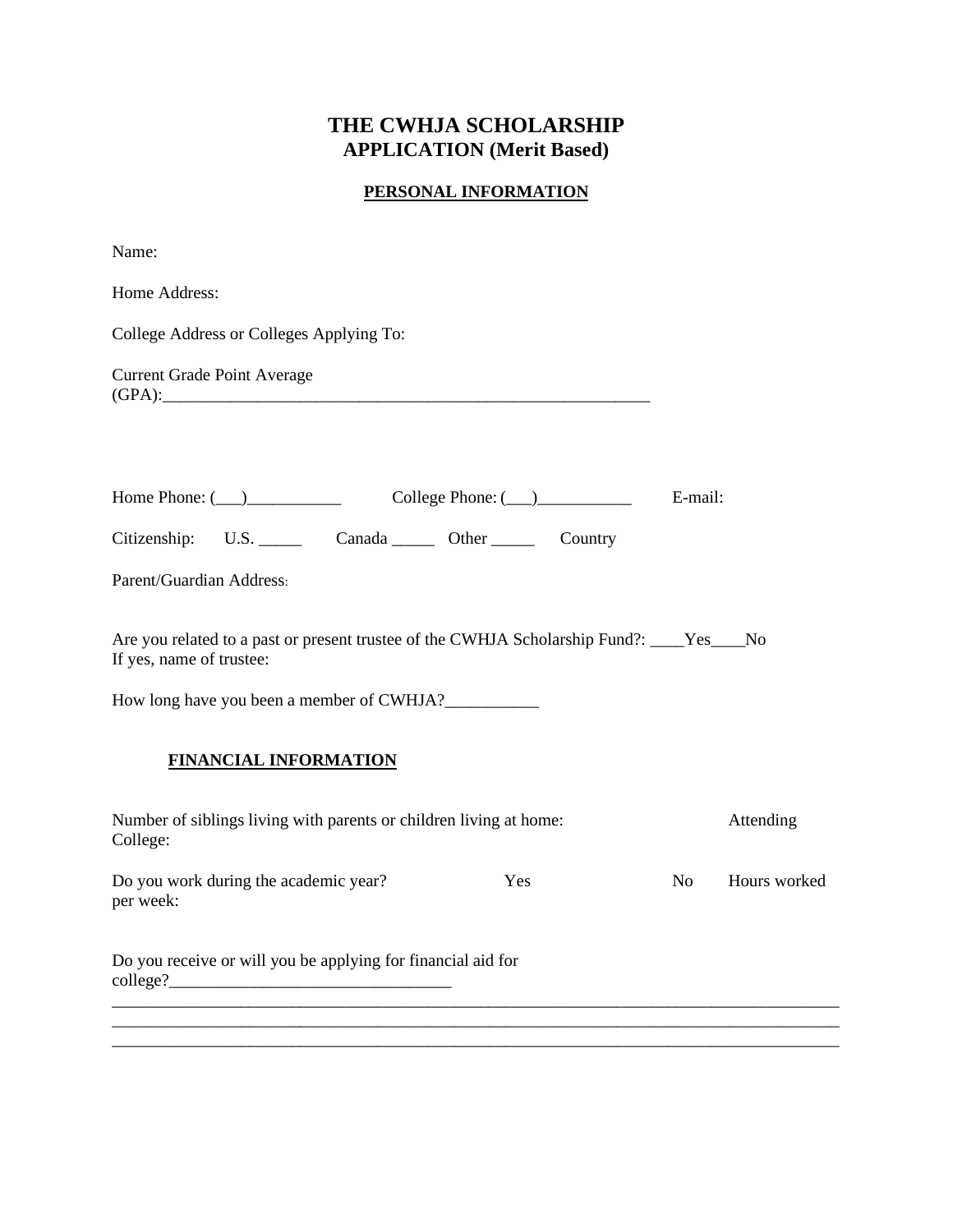# THE CWHJA SCHOLARSHIP
## APPLICATION (Merit Based)

**PERSONAL INFORMATION**

Name:

Home Address:

College Address or Colleges Applying To:

Current Grade Point Average (GPA):___________________________________________________________

Home Phone: (___)___________ College Phone: (___)___________ E-mail:

Citizenship: U.S. _____ Canada _____ Other _____ Country

Parent/Guardian Address:

Are you related to a past or present trustee of the CWHJA Scholarship Fund?: ____Yes____No
If yes, name of trustee:

How long have you been a member of CWHJA?___________

**FINANCIAL INFORMATION**

Number of siblings living with parents or children living at home: Attending College:

Do you work during the academic year? Yes No Hours worked per week:

Do you receive or will you be applying for financial aid for college?_________________________________

_____________________________________________________________________________________________
_____________________________________________________________________________________________
_____________________________________________________________________________________________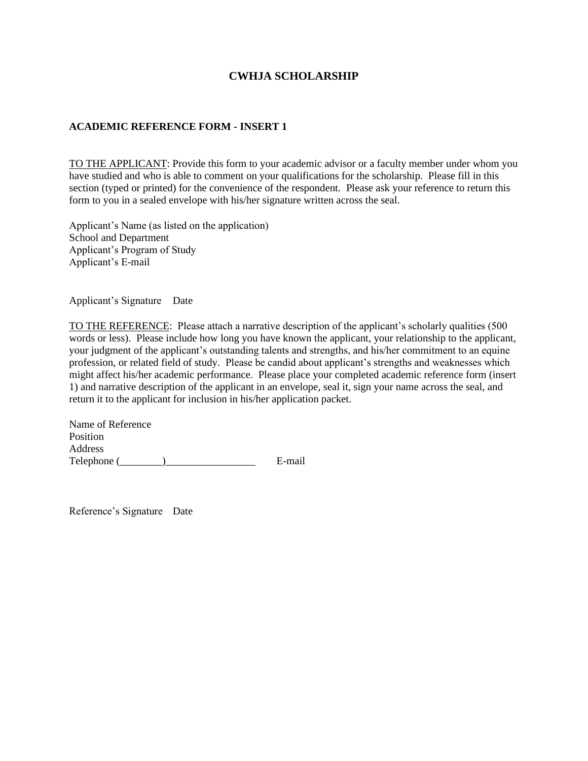# CWHJA SCHOLARSHIP

## ACADEMIC REFERENCE FORM - INSERT 1

<u>TO THE APPLICANT</u>: Provide this form to your academic advisor or a faculty member under whom you have studied and who is able to comment on your qualifications for the scholarship. Please fill in this section (typed or printed) for the convenience of the respondent. Please ask your reference to return this form to you in a sealed envelope with his/her signature written across the seal.

Applicant's Name (as listed on the application)
School and Department
Applicant's Program of Study
Applicant's E-mail

Applicant's Signature Date

<u>TO THE REFERENCE</u>: Please attach a narrative description of the applicant's scholarly qualities (500 words or less). Please include how long you have known the applicant, your relationship to the applicant, your judgment of the applicant's outstanding talents and strengths, and his/her commitment to an equine profession, or related field of study. Please be candid about applicant's strengths and weaknesses which might affect his/her academic performance. Please place your completed academic reference form (insert 1) and narrative description of the applicant in an envelope, seal it, sign your name across the seal, and return it to the applicant for inclusion in his/her application packet.

Name of Reference
Position
Address
Telephone (________)_________________ E-mail

Reference's Signature Date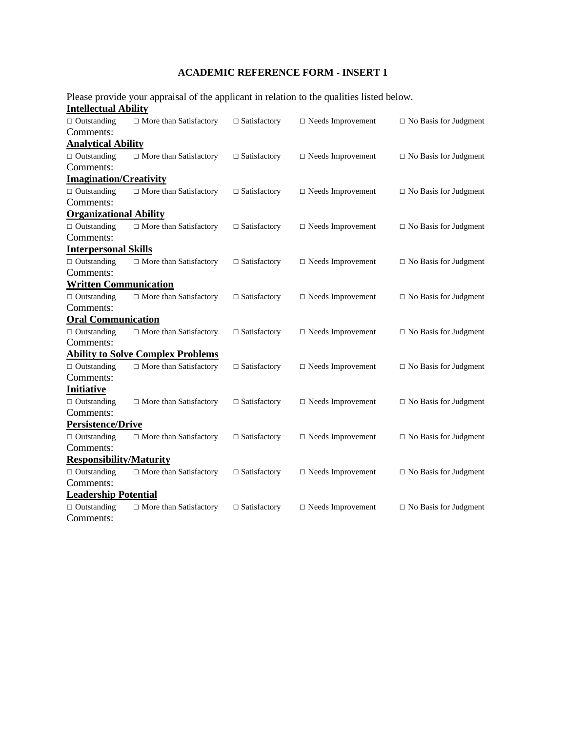## ACADEMIC REFERENCE FORM - INSERT 1

Please provide your appraisal of the applicant in relation to the qualities listed below.

**Intellectual Ability**

□ Outstanding □ More than Satisfactory □ Satisfactory □ Needs Improvement □ No Basis for Judgment

Comments:

**Analytical Ability**

□ Outstanding □ More than Satisfactory □ Satisfactory □ Needs Improvement □ No Basis for Judgment

Comments:

**Imagination/Creativity**

□ Outstanding □ More than Satisfactory □ Satisfactory □ Needs Improvement □ No Basis for Judgment

Comments:

**Organizational Ability**

□ Outstanding □ More than Satisfactory □ Satisfactory □ Needs Improvement □ No Basis for Judgment

Comments:

**Interpersonal Skills**

□ Outstanding □ More than Satisfactory □ Satisfactory □ Needs Improvement □ No Basis for Judgment

Comments:

**Written Communication**

□ Outstanding □ More than Satisfactory □ Satisfactory □ Needs Improvement □ No Basis for Judgment

Comments:

**Oral Communication**

□ Outstanding □ More than Satisfactory □ Satisfactory □ Needs Improvement □ No Basis for Judgment

Comments:

**Ability to Solve Complex Problems**

□ Outstanding □ More than Satisfactory □ Satisfactory □ Needs Improvement □ No Basis for Judgment

Comments:

**Initiative**

□ Outstanding □ More than Satisfactory □ Satisfactory □ Needs Improvement □ No Basis for Judgment

Comments:

**Persistence/Drive**

□ Outstanding □ More than Satisfactory □ Satisfactory □ Needs Improvement □ No Basis for Judgment

Comments:

**Responsibility/Maturity**

□ Outstanding □ More than Satisfactory □ Satisfactory □ Needs Improvement □ No Basis for Judgment

Comments:

**Leadership Potential**

□ Outstanding □ More than Satisfactory □ Satisfactory □ Needs Improvement □ No Basis for Judgment

Comments: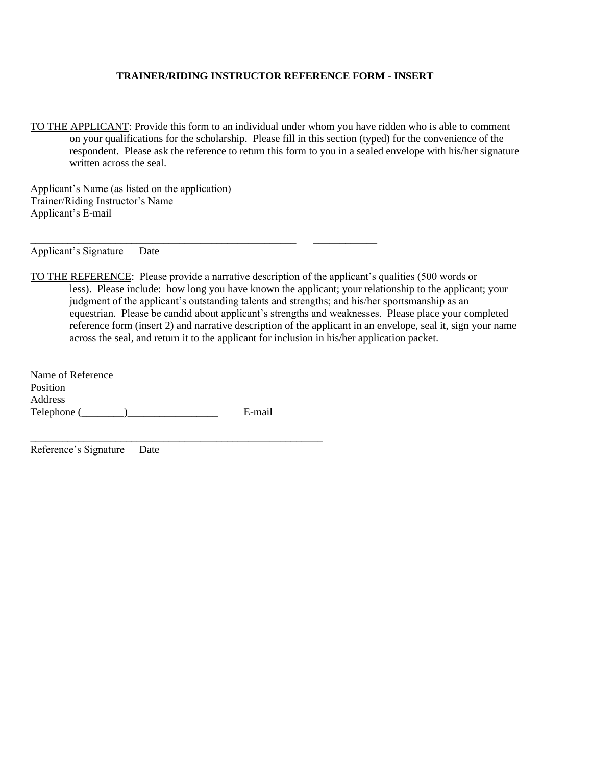**TRAINER/RIDING INSTRUCTOR REFERENCE FORM - INSERT**

TO THE APPLICANT: Provide this form to an individual under whom you have ridden who is able to comment on your qualifications for the scholarship. Please fill in this section (typed) for the convenience of the respondent. Please ask the reference to return this form to you in a sealed envelope with his/her signature written across the seal.

Applicant's Name (as listed on the application)
Trainer/Riding Instructor's Name
Applicant's E-mail

\_\_\_\_\_\_\_\_\_\_\_\_\_\_\_\_\_\_\_\_\_\_\_\_\_\_\_\_\_\_\_\_\_\_\_\_\_\_\_\_\_\_\_\_\_\_\_\_ \_\_\_\_\_\_\_\_\_\_\_\_
Applicant's Signature Date

TO THE REFERENCE: Please provide a narrative description of the applicant's qualities (500 words or less). Please include: how long you have known the applicant; your relationship to the applicant; your judgment of the applicant's outstanding talents and strengths; and his/her sportsmanship as an equestrian. Please be candid about applicant's strengths and weaknesses. Please place your completed reference form (insert 2) and narrative description of the applicant in an envelope, seal it, sign your name across the seal, and return it to the applicant for inclusion in his/her application packet.

Name of Reference
Position
Address
Telephone (\_\_\_\_\_\_\_\_)\_\_\_\_\_\_\_\_\_\_\_\_\_\_\_\_\_ E-mail

\_\_\_\_\_\_\_\_\_\_\_\_\_\_\_\_\_\_\_\_\_\_\_\_\_\_\_\_\_\_\_\_\_\_\_\_\_\_\_\_\_\_\_\_\_\_\_\_\_\_\_\_\_\_\_
Reference's Signature Date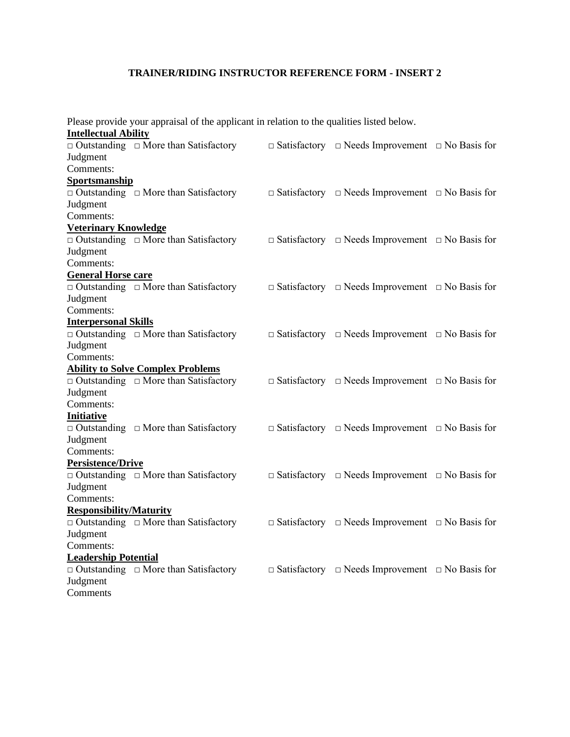## TRAINER/RIDING INSTRUCTOR REFERENCE FORM - INSERT 2

Please provide your appraisal of the applicant in relation to the qualities listed below.

**Intellectual Ability**

□ Outstanding □ More than Satisfactory □ Satisfactory □ Needs Improvement □ No Basis for Judgment

Comments:

**Sportsmanship**

□ Outstanding □ More than Satisfactory □ Satisfactory □ Needs Improvement □ No Basis for Judgment

Comments:

**Veterinary Knowledge**

□ Outstanding □ More than Satisfactory □ Satisfactory □ Needs Improvement □ No Basis for Judgment

Comments:

**General Horse care**

□ Outstanding □ More than Satisfactory □ Satisfactory □ Needs Improvement □ No Basis for Judgment

Comments:

**Interpersonal Skills**

□ Outstanding □ More than Satisfactory □ Satisfactory □ Needs Improvement □ No Basis for Judgment

Comments:

**Ability to Solve Complex Problems**

□ Outstanding □ More than Satisfactory □ Satisfactory □ Needs Improvement □ No Basis for Judgment

Comments:

**Initiative**

□ Outstanding □ More than Satisfactory □ Satisfactory □ Needs Improvement □ No Basis for Judgment

Comments:

**Persistence/Drive**

□ Outstanding □ More than Satisfactory □ Satisfactory □ Needs Improvement □ No Basis for Judgment

Comments:

**Responsibility/Maturity**

□ Outstanding □ More than Satisfactory □ Satisfactory □ Needs Improvement □ No Basis for Judgment

Comments:

**Leadership Potential**

□ Outstanding □ More than Satisfactory □ Satisfactory □ Needs Improvement □ No Basis for Judgment

Comments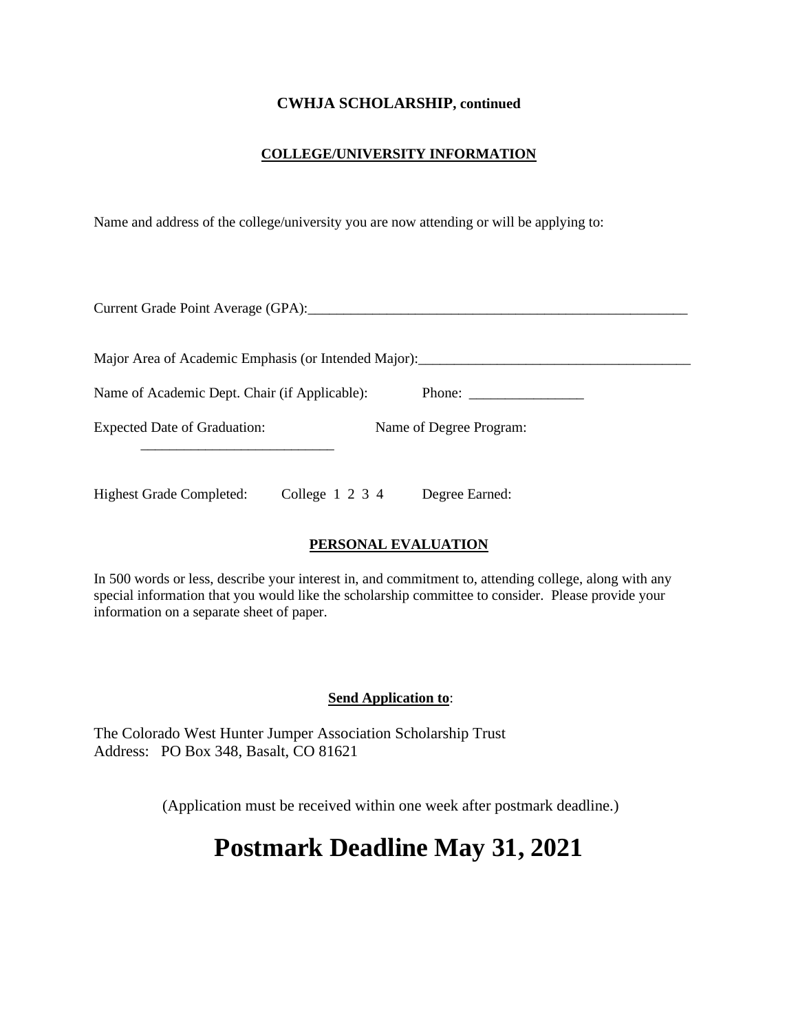**CWHJA SCHOLARSHIP, continued**

## COLLEGE/UNIVERSITY INFORMATION

Name and address of the college/university you are now attending or will be applying to:

Current Grade Point Average (GPA):_______________________________________________________

Major Area of Academic Emphasis (or Intended Major):_______________________________________

Name of Academic Dept. Chair (if Applicable): Phone: ________________

Expected Date of Graduation: Name of Degree Program:

___________________________

Highest Grade Completed: College 1 2 3 4 Degree Earned:

## PERSONAL EVALUATION

In 500 words or less, describe your interest in, and commitment to, attending college, along with any special information that you would like the scholarship committee to consider. Please provide your information on a separate sheet of paper.

**Send Application to**:

The Colorado West Hunter Jumper Association Scholarship Trust
Address: PO Box 348, Basalt, CO 81621

(Application must be received within one week after postmark deadline.)

# Postmark Deadline May 31, 2021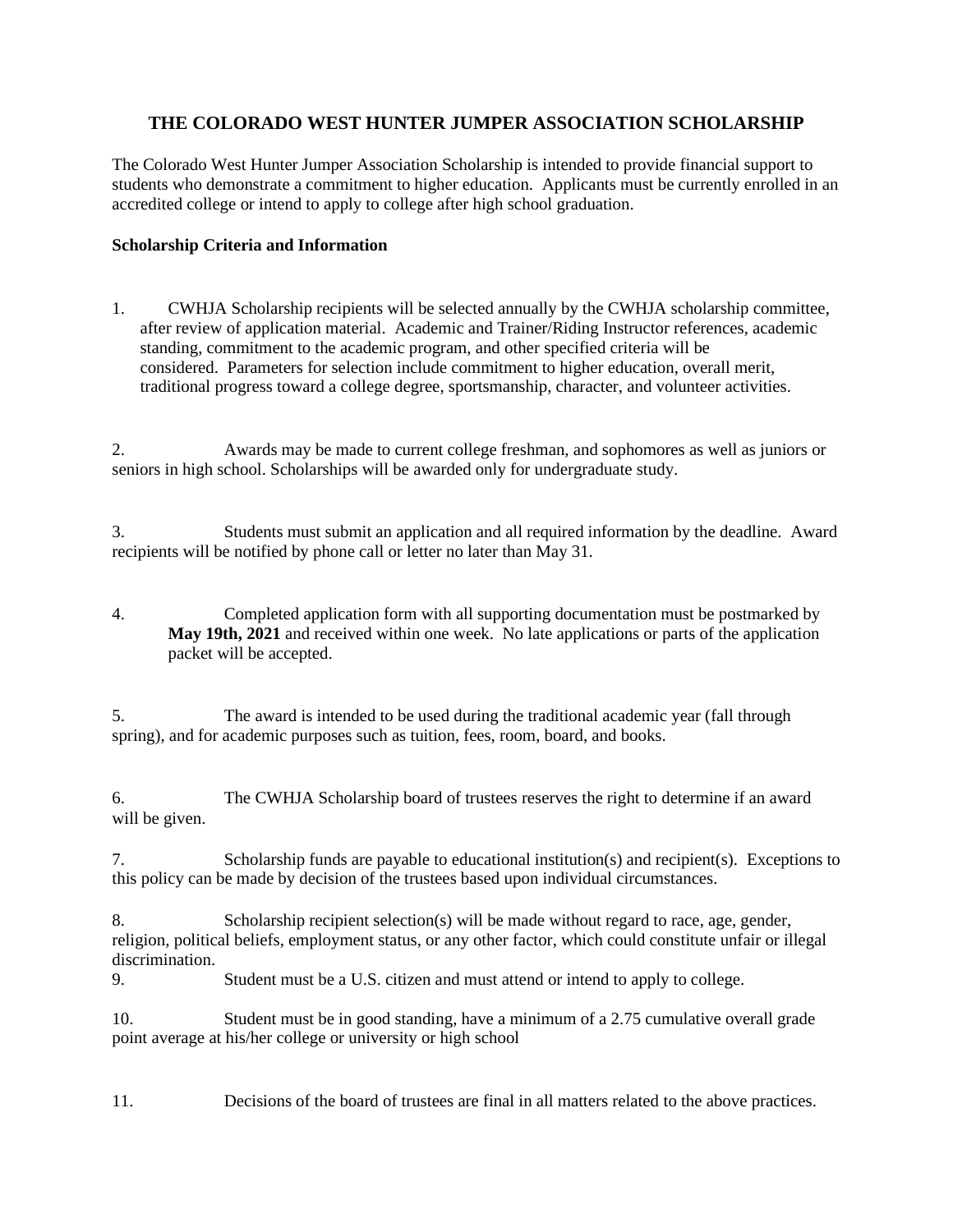# THE COLORADO WEST HUNTER JUMPER ASSOCIATION SCHOLARSHIP

The Colorado West Hunter Jumper Association Scholarship is intended to provide financial support to students who demonstrate a commitment to higher education. Applicants must be currently enrolled in an accredited college or intend to apply to college after high school graduation.

**Scholarship Criteria and Information**

1. CWHJA Scholarship recipients will be selected annually by the CWHJA scholarship committee, after review of application material. Academic and Trainer/Riding Instructor references, academic standing, commitment to the academic program, and other specified criteria will be considered. Parameters for selection include commitment to higher education, overall merit, traditional progress toward a college degree, sportsmanship, character, and volunteer activities.

2. Awards may be made to current college freshman, and sophomores as well as juniors or seniors in high school. Scholarships will be awarded only for undergraduate study.

3. Students must submit an application and all required information by the deadline. Award recipients will be notified by phone call or letter no later than May 31.

4. Completed application form with all supporting documentation must be postmarked by **May 19th, 2021** and received within one week. No late applications or parts of the application packet will be accepted.

5. The award is intended to be used during the traditional academic year (fall through spring), and for academic purposes such as tuition, fees, room, board, and books.

6. The CWHJA Scholarship board of trustees reserves the right to determine if an award will be given.

7. Scholarship funds are payable to educational institution(s) and recipient(s). Exceptions to this policy can be made by decision of the trustees based upon individual circumstances.

8. Scholarship recipient selection(s) will be made without regard to race, age, gender, religion, political beliefs, employment status, or any other factor, which could constitute unfair or illegal discrimination.

9. Student must be a U.S. citizen and must attend or intend to apply to college.

10. Student must be in good standing, have a minimum of a 2.75 cumulative overall grade point average at his/her college or university or high school

11. Decisions of the board of trustees are final in all matters related to the above practices.